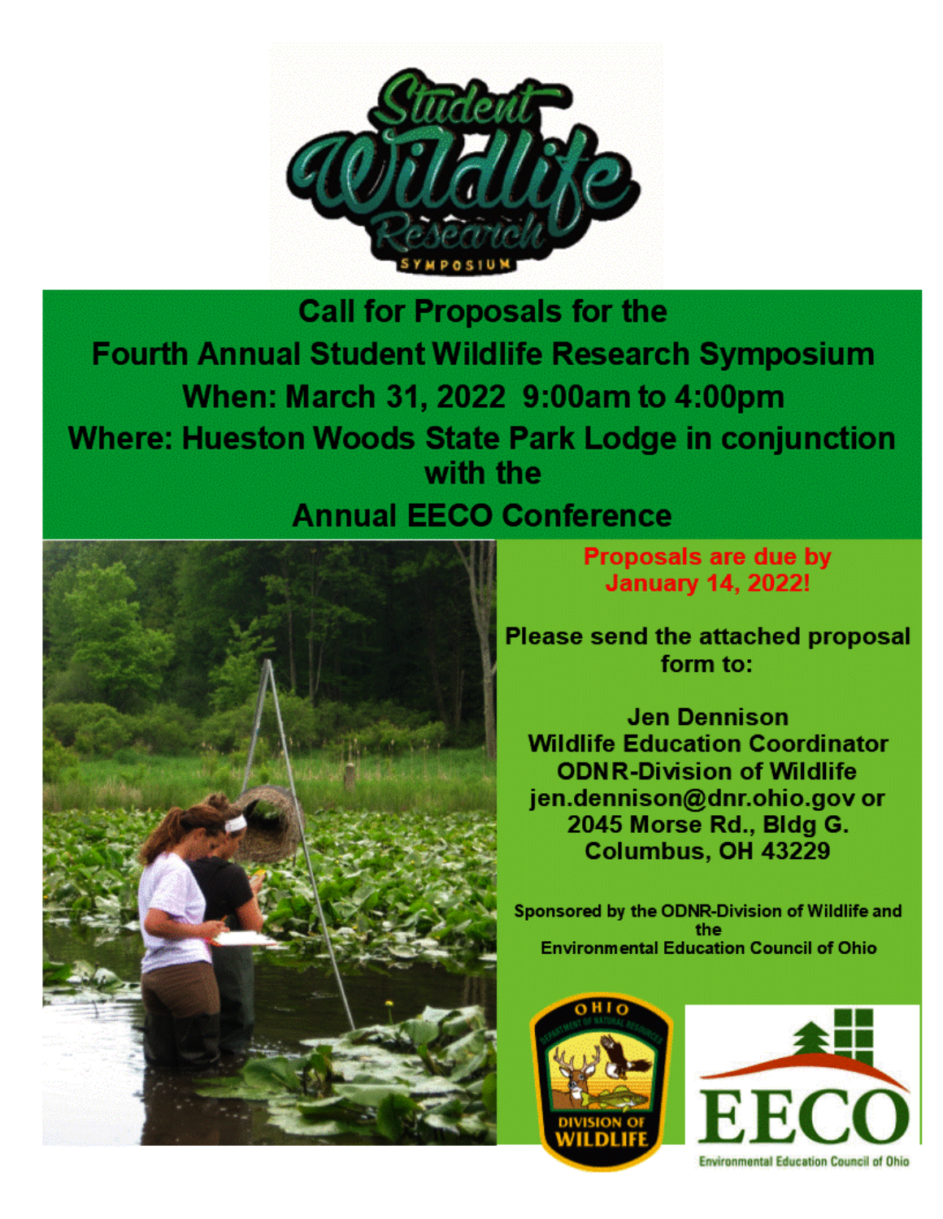# Student Wildlife Research Symposium

## Call for Proposals for the Fourth Annual Student Wildlife Research Symposium

**When: March 31, 2022 9:00am to 4:00pm**

**Where: Hueston Woods State Park Lodge in conjunction with the Annual EECO Conference**

**Proposals are due by January 14, 2022!**

**Please send the attached proposal form to:**

**Jen Dennison**
**Wildlife Education Coordinator**
**ODNR-Division of Wildlife**
**jen.dennison@dnr.ohio.gov or**
**2045 Morse Rd., Bldg G.**
**Columbus, OH 43229**

Sponsored by the ODNR-Division of Wildlife and the Environmental Education Council of Ohio

OHIO DEPARTMENT OF NATURAL RESOURCES DIVISION OF WILDLIFE

EECO Environmental Education Council of Ohio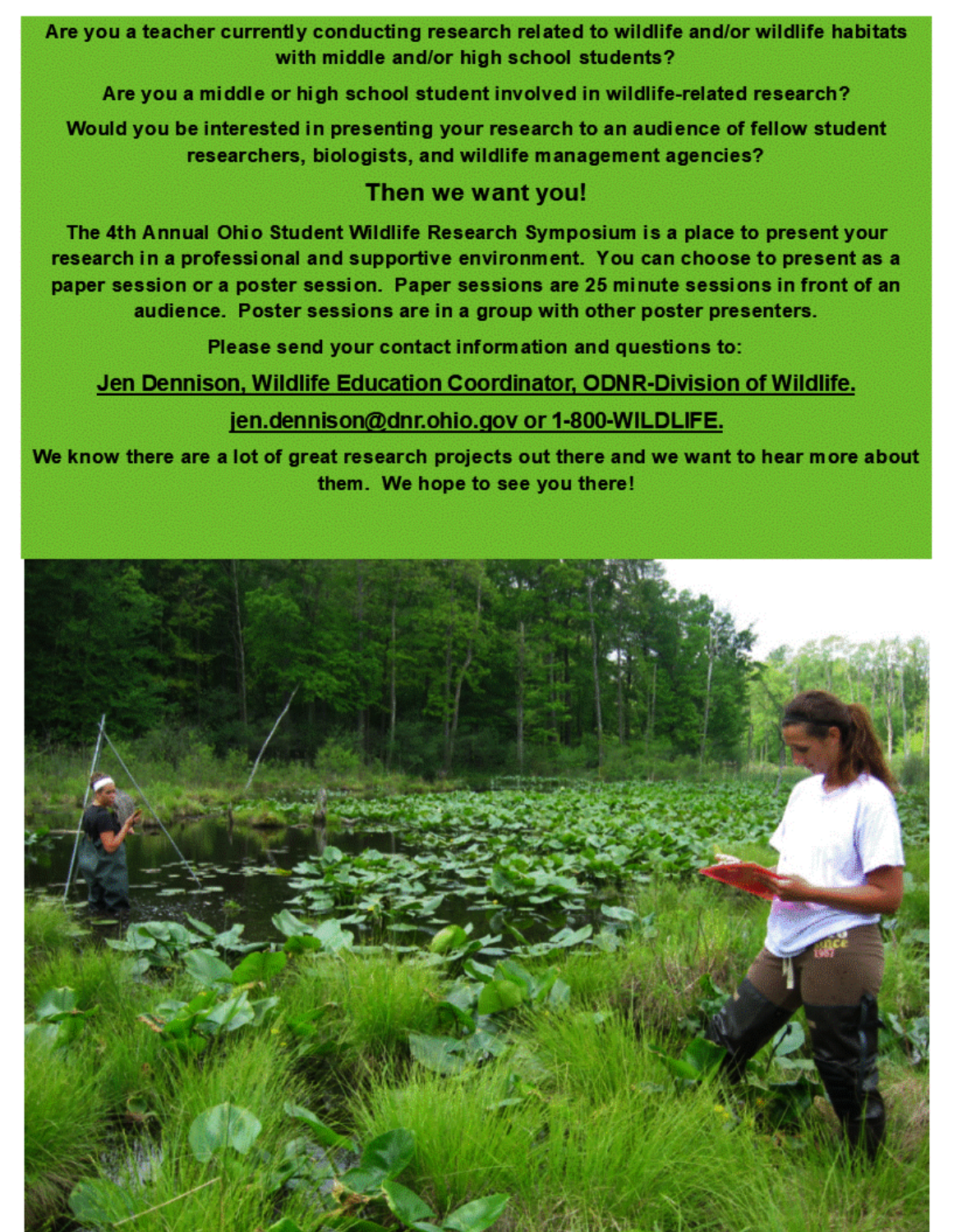**Are you a teacher currently conducting research related to wildlife and/or wildlife habitats with middle and/or high school students?**

**Are you a middle or high school student involved in wildlife-related research?**

**Would you be interested in presenting your research to an audience of fellow student researchers, biologists, and wildlife management agencies?**

## Then we want you!

**The 4th Annual Ohio Student Wildlife Research Symposium is a place to present your research in a professional and supportive environment. You can choose to present as a paper session or a poster session. Paper sessions are 25 minute sessions in front of an audience. Poster sessions are in a group with other poster presenters.**

**Please send your contact information and questions to:**

**Jen Dennison, Wildlife Education Coordinator, ODNR-Division of Wildlife.**

**jen.dennison@dnr.ohio.gov or 1-800-WILDLIFE.**

**We know there are a lot of great research projects out there and we want to hear more about them. We hope to see you there!**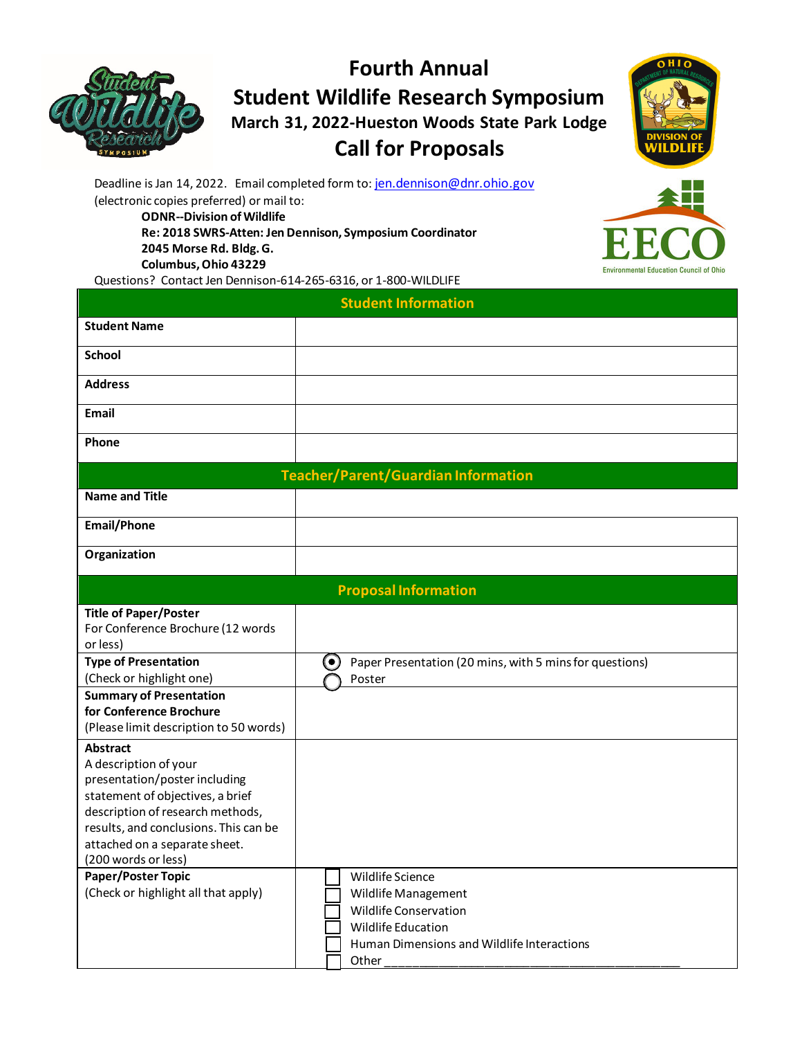# Fourth Annual
# Student Wildlife Research Symposium
### March 31, 2022-Hueston Woods State Park Lodge
## Call for Proposals

Deadline is Jan 14, 2022. Email completed form to: jen.dennison@dnr.ohio.gov (electronic copies preferred) or mail to:

**ODNR--Division of Wildlife**
**Re: 2018 SWRS-Atten: Jen Dennison, Symposium Coordinator**
**2045 Morse Rd. Bldg. G.**
**Columbus, Ohio 43229**

Questions? Contact Jen Dennison-614-265-6316, or 1-800-WILDLIFE

| **Student Information** | |
|---|---|
| **Student Name** | |
| **School** | |
| **Address** | |
| **Email** | |
| **Phone** | |
| **Teacher/Parent/Guardian Information** | |
| **Name and Title** | |
| **Email/Phone** | |
| **Organization** | |
| **Proposal Information** | |
| **Title of Paper/Poster** For Conference Brochure (12 words or less) | |
| **Type of Presentation** (Check or highlight one) | ◉ Paper Presentation (20 mins, with 5 mins for questions)<br>○ Poster |
| **Summary of Presentation for Conference Brochure** (Please limit description to 50 words) | |
| **Abstract** A description of your presentation/poster including statement of objectives, a brief description of research methods, results, and conclusions. This can be attached on a separate sheet. (200 words or less) | |
| **Paper/Poster Topic** (Check or highlight all that apply) | ☐ Wildlife Science<br>☐ Wildlife Management<br>☐ Wildlife Conservation<br>☐ Wildlife Education<br>☐ Human Dimensions and Wildlife Interactions<br>☐ Other ___________________________________________ |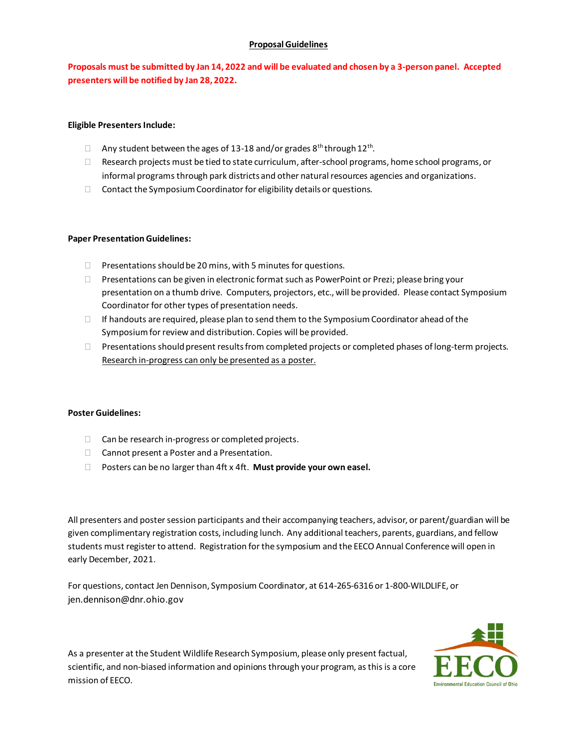## Proposal Guidelines

**Proposals must be submitted by Jan 14, 2022 and will be evaluated and chosen by a 3-person panel. Accepted presenters will be notified by Jan 28, 2022.**

**Eligible Presenters Include:**

- Any student between the ages of 13-18 and/or grades 8th through 12th.
- Research projects must be tied to state curriculum, after-school programs, home school programs, or informal programs through park districts and other natural resources agencies and organizations.
- Contact the Symposium Coordinator for eligibility details or questions.

**Paper Presentation Guidelines:**

- Presentations should be 20 mins, with 5 minutes for questions.
- Presentations can be given in electronic format such as PowerPoint or Prezi; please bring your presentation on a thumb drive. Computers, projectors, etc., will be provided. Please contact Symposium Coordinator for other types of presentation needs.
- If handouts are required, please plan to send them to the Symposium Coordinator ahead of the Symposium for review and distribution. Copies will be provided.
- Presentations should present results from completed projects or completed phases of long-term projects. Research in-progress can only be presented as a poster.

**Poster Guidelines:**

- Can be research in-progress or completed projects.
- Cannot present a Poster and a Presentation.
- Posters can be no larger than 4ft x 4ft. **Must provide your own easel.**

All presenters and poster session participants and their accompanying teachers, advisor, or parent/guardian will be given complimentary registration costs, including lunch. Any additional teachers, parents, guardians, and fellow students must register to attend. Registration for the symposium and the EECO Annual Conference will open in early December, 2021.

For questions, contact Jen Dennison, Symposium Coordinator, at 614-265-6316 or 1-800-WILDLIFE, or jen.dennison@dnr.ohio.gov

As a presenter at the Student Wildlife Research Symposium, please only present factual, scientific, and non-biased information and opinions through your program, as this is a core mission of EECO.

EECO
Environmental Education Council of Ohio